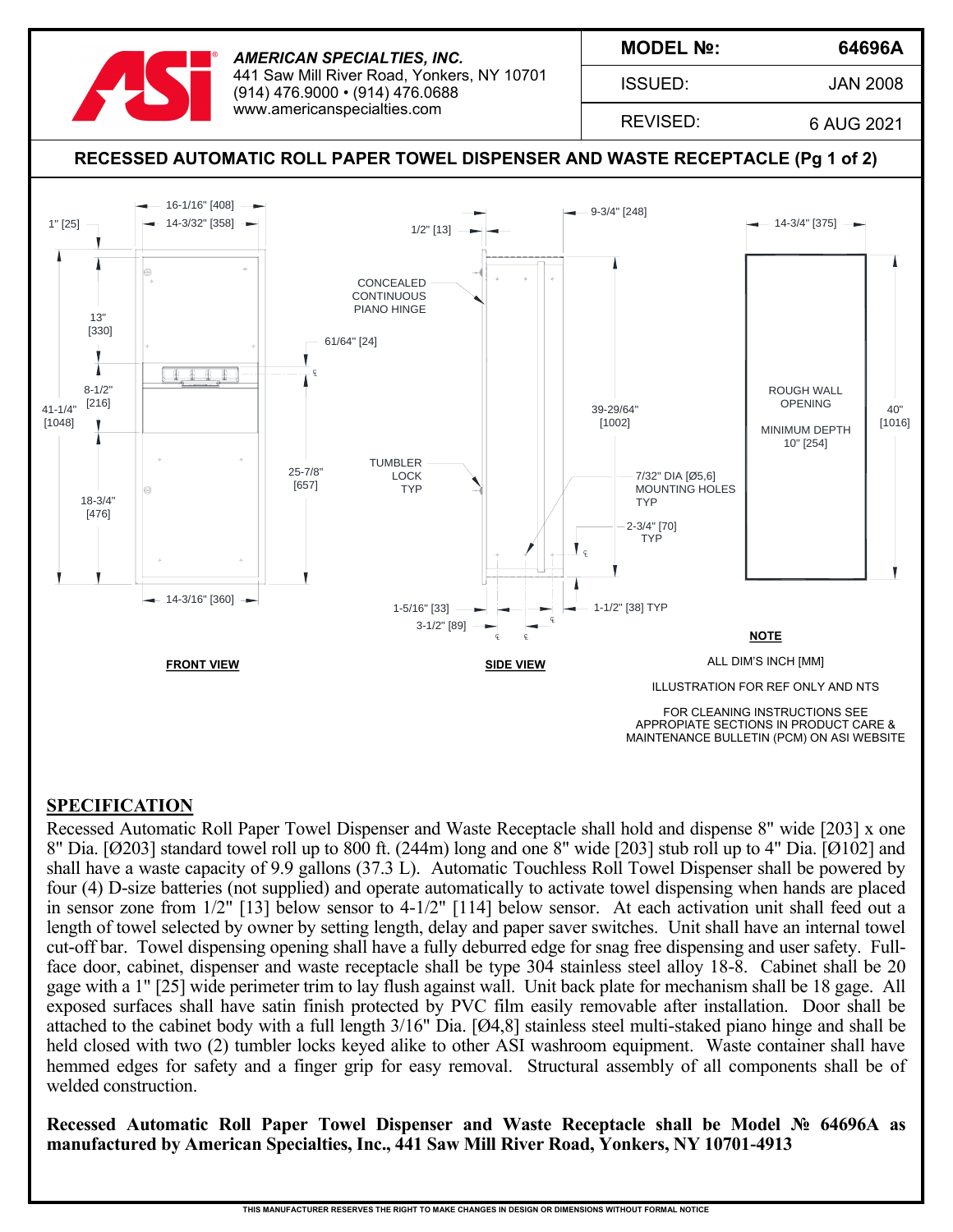**AMERICAN SPECIALTIES, INC.**
441 Saw Mill River Road, Yonkers, NY 10701
(914) 476.9000 • (914) 476.0688
www.americanspecialties.com

| MODEL №: | 64696A |
| --- | --- |
| ISSUED: | JAN 2008 |
| REVISED: | 6 AUG 2021 |

## RECESSED AUTOMATIC ROLL PAPER TOWEL DISPENSER AND WASTE RECEPTACLE (Pg 1 of 2)

16-1/16" [408]
14-3/32" [358]
1" [25]
13" [330]
8-1/2" [216]
41-1/4" [1048]
18-3/4" [476]
25-7/8" [657]
61/64" [24]
14-3/16" [360]

**FRONT VIEW**

1/2" [13]
9-3/4" [248]
CONCEALED CONTINUOUS PIANO HINGE
39-29/64" [1002]
TUMBLER LOCK TYP
7/32" DIA [Ø5,6] MOUNTING HOLES TYP
2-3/4" [70] TYP
1-5/16" [33]
3-1/2" [89]
1-1/2" [38] TYP

**SIDE VIEW**

14-3/4" [375]
ROUGH WALL OPENING
MINIMUM DEPTH 10" [254]
40" [1016]

**NOTE**

ALL DIM'S INCH [MM]

ILLUSTRATION FOR REF ONLY AND NTS

FOR CLEANING INSTRUCTIONS SEE APPROPIATE SECTIONS IN PRODUCT CARE & MAINTENANCE BULLETIN (PCM) ON ASI WEBSITE

## SPECIFICATION

Recessed Automatic Roll Paper Towel Dispenser and Waste Receptacle shall hold and dispense 8" wide [203] x one 8" Dia. [Ø203] standard towel roll up to 800 ft. (244m) long and one 8" wide [203] stub roll up to 4" Dia. [Ø102] and shall have a waste capacity of 9.9 gallons (37.3 L). Automatic Touchless Roll Towel Dispenser shall be powered by four (4) D-size batteries (not supplied) and operate automatically to activate towel dispensing when hands are placed in sensor zone from 1/2" [13] below sensor to 4-1/2" [114] below sensor. At each activation unit shall feed out a length of towel selected by owner by setting length, delay and paper saver switches. Unit shall have an internal towel cut-off bar. Towel dispensing opening shall have a fully deburred edge for snag free dispensing and user safety. Full-face door, cabinet, dispenser and waste receptacle shall be type 304 stainless steel alloy 18-8. Cabinet shall be 20 gage with a 1" [25] wide perimeter trim to lay flush against wall. Unit back plate for mechanism shall be 18 gage. All exposed surfaces shall have satin finish protected by PVC film easily removable after installation. Door shall be attached to the cabinet body with a full length 3/16" Dia. [Ø4,8] stainless steel multi-staked piano hinge and shall be held closed with two (2) tumbler locks keyed alike to other ASI washroom equipment. Waste container shall have hemmed edges for safety and a finger grip for easy removal. Structural assembly of all components shall be of welded construction.

**Recessed Automatic Roll Paper Towel Dispenser and Waste Receptacle shall be Model № 64696A as manufactured by American Specialties, Inc., 441 Saw Mill River Road, Yonkers, NY 10701-4913**

THIS MANUFACTURER RESERVES THE RIGHT TO MAKE CHANGES IN DESIGN OR DIMENSIONS WITHOUT FORMAL NOTICE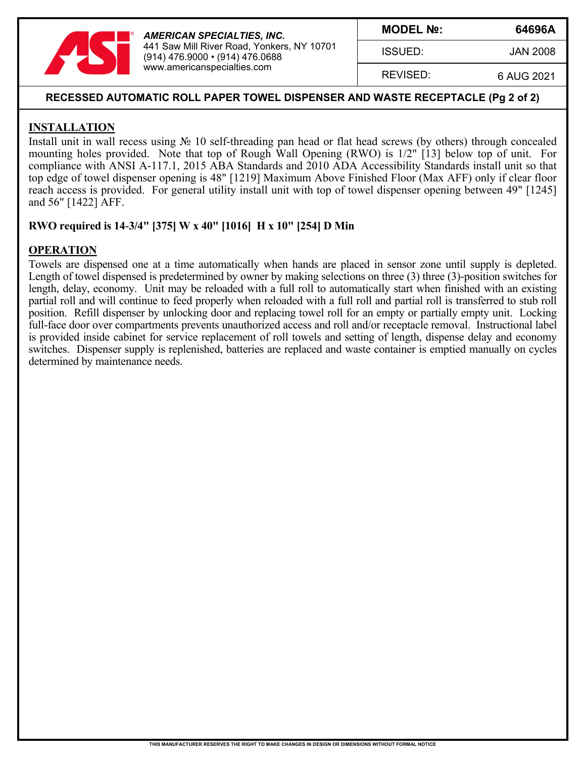**AMERICAN SPECIALTIES, INC.**
441 Saw Mill River Road, Yonkers, NY 10701
(914) 476.9000 • (914) 476.0688
www.americanspecialties.com

| | |
|---|---|
| **MODEL №:** | **64696A** |
| ISSUED: | JAN 2008 |
| REVISED: | 6 AUG 2021 |

**RECESSED AUTOMATIC ROLL PAPER TOWEL DISPENSER AND WASTE RECEPTACLE (Pg 2 of 2)**

## INSTALLATION

Install unit in wall recess using № 10 self-threading pan head or flat head screws (by others) through concealed mounting holes provided. Note that top of Rough Wall Opening (RWO) is 1/2" [13] below top of unit. For compliance with ANSI A-117.1, 2015 ABA Standards and 2010 ADA Accessibility Standards install unit so that top edge of towel dispenser opening is 48" [1219] Maximum Above Finished Floor (Max AFF) only if clear floor reach access is provided. For general utility install unit with top of towel dispenser opening between 49" [1245] and 56" [1422] AFF.

**RWO required is 14-3/4" [375] W x 40" [1016] H x 10" [254] D Min**

## OPERATION

Towels are dispensed one at a time automatically when hands are placed in sensor zone until supply is depleted. Length of towel dispensed is predetermined by owner by making selections on three (3) three (3)-position switches for length, delay, economy. Unit may be reloaded with a full roll to automatically start when finished with an existing partial roll and will continue to feed properly when reloaded with a full roll and partial roll is transferred to stub roll position. Refill dispenser by unlocking door and replacing towel roll for an empty or partially empty unit. Locking full-face door over compartments prevents unauthorized access and roll and/or receptacle removal. Instructional label is provided inside cabinet for service replacement of roll towels and setting of length, dispense delay and economy switches. Dispenser supply is replenished, batteries are replaced and waste container is emptied manually on cycles determined by maintenance needs.

THIS MANUFACTURER RESERVES THE RIGHT TO MAKE CHANGES IN DESIGN OR DIMENSIONS WITHOUT FORMAL NOTICE